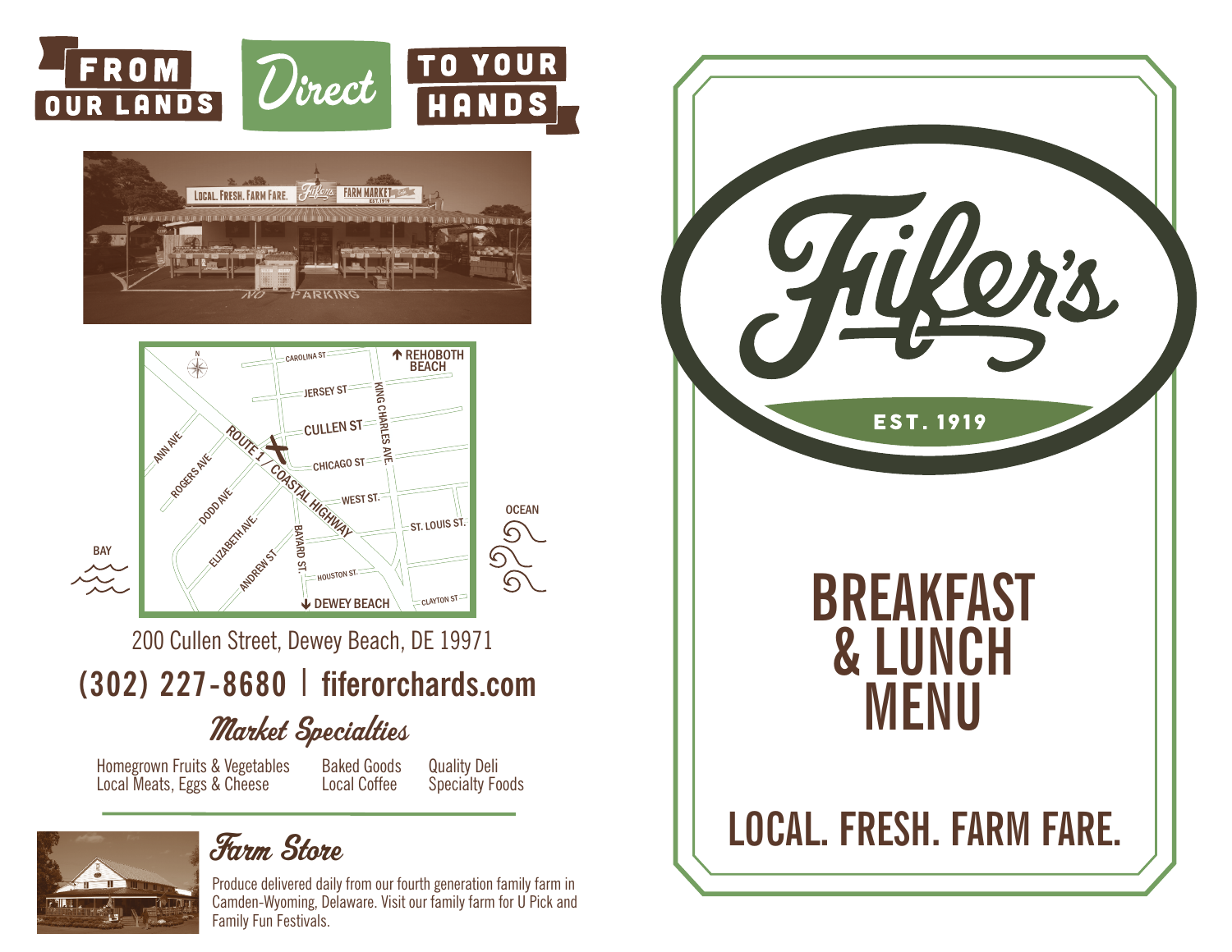# FROM OUR LANDS *Direct* TO YOUR HANDS

200 Cullen Street, Dewey Beach, DE 19971

**(302) 227-8680 | fiferorchards.com**

## *Market Specialties*

- Homegrown Fruits & Vegetables
- Local Meats, Eggs & Cheese
- Baked Goods
- Local Coffee
- Quality Deli
- Specialty Foods

## *Farm Store*

Produce delivered daily from our fourth generation family farm in Camden-Wyoming, Delaware. Visit our family farm for U Pick and Family Fun Festivals.

# Fifer's

EST. 1919

# BREAKFAST & LUNCH MENU

## LOCAL. FRESH. FARM FARE.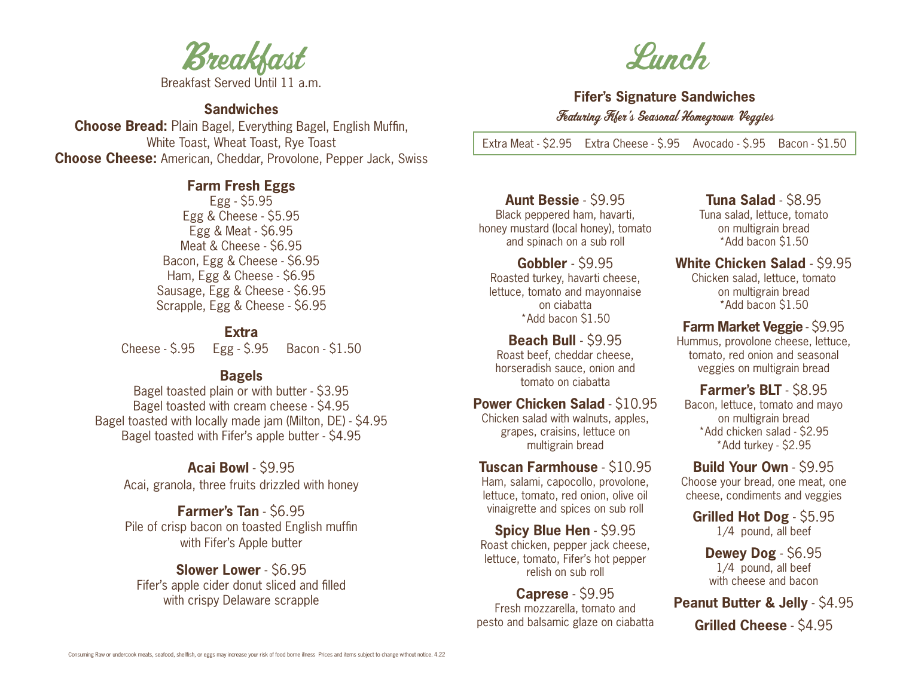# Breakfast

Breakfast Served Until 11 a.m.

## Sandwiches

**Choose Bread:** Plain Bagel, Everything Bagel, English Muffin, White Toast, Wheat Toast, Rye Toast

**Choose Cheese:** American, Cheddar, Provolone, Pepper Jack, Swiss

### Farm Fresh Eggs

Egg - $5.95
Egg & Cheese - $5.95
Egg & Meat - $6.95
Meat & Cheese - $6.95
Bacon, Egg & Cheese - $6.95
Ham, Egg & Cheese - $6.95
Sausage, Egg & Cheese - $6.95
Scrapple, Egg & Cheese - $6.95

### Extra

Cheese - $.95  Egg - $.95  Bacon - $1.50

### Bagels

Bagel toasted plain or with butter - $3.95
Bagel toasted with cream cheese - $4.95
Bagel toasted with locally made jam (Milton, DE) - $4.95
Bagel toasted with Fifer's apple butter - $4.95

**Acai Bowl** - $9.95
Acai, granola, three fruits drizzled with honey

**Farmer's Tan** - $6.95
Pile of crisp bacon on toasted English muffin with Fifer's Apple butter

**Slower Lower** - $6.95
Fifer's apple cider donut sliced and filled with crispy Delaware scrapple

# Lunch

## Fifer's Signature Sandwiches

*Featuring Fifer's Seasonal Homegrown Veggies*

Extra Meat - $2.95  Extra Cheese - $.95  Avocado - $.95  Bacon - $1.50

**Aunt Bessie** - $9.95
Black peppered ham, havarti, honey mustard (local honey), tomato and spinach on a sub roll

**Gobbler** - $9.95
Roasted turkey, havarti cheese, lettuce, tomato and mayonnaise on ciabatta
*Add bacon $1.50

**Beach Bull** - $9.95
Roast beef, cheddar cheese, horseradish sauce, onion and tomato on ciabatta

**Power Chicken Salad** - $10.95
Chicken salad with walnuts, apples, grapes, craisins, lettuce on multigrain bread

**Tuscan Farmhouse** - $10.95
Ham, salami, capocollo, provolone, lettuce, tomato, red onion, olive oil vinaigrette and spices on sub roll

**Spicy Blue Hen** - $9.95
Roast chicken, pepper jack cheese, lettuce, tomato, Fifer's hot pepper relish on sub roll

**Caprese** - $9.95
Fresh mozzarella, tomato and pesto and balsamic glaze on ciabatta

**Tuna Salad** - $8.95
Tuna salad, lettuce, tomato on multigrain bread
*Add bacon $1.50

**White Chicken Salad** - $9.95
Chicken salad, lettuce, tomato on multigrain bread
*Add bacon $1.50

**Farm Market Veggie** - $9.95
Hummus, provolone cheese, lettuce, tomato, red onion and seasonal veggies on multigrain bread

**Farmer's BLT** - $8.95
Bacon, lettuce, tomato and mayo on multigrain bread
*Add chicken salad - $2.95
*Add turkey - $2.95

**Build Your Own** - $9.95
Choose your bread, one meat, one cheese, condiments and veggies

**Grilled Hot Dog** - $5.95
1/4 pound, all beef

**Dewey Dog** - $6.95
1/4 pound, all beef with cheese and bacon

**Peanut Butter & Jelly** - $4.95

**Grilled Cheese** - $4.95

Consuming Raw or undercook meats, seafood, shellfish, or eggs may increase your risk of food borne illness Prices and items subject to change without notice. 4.22